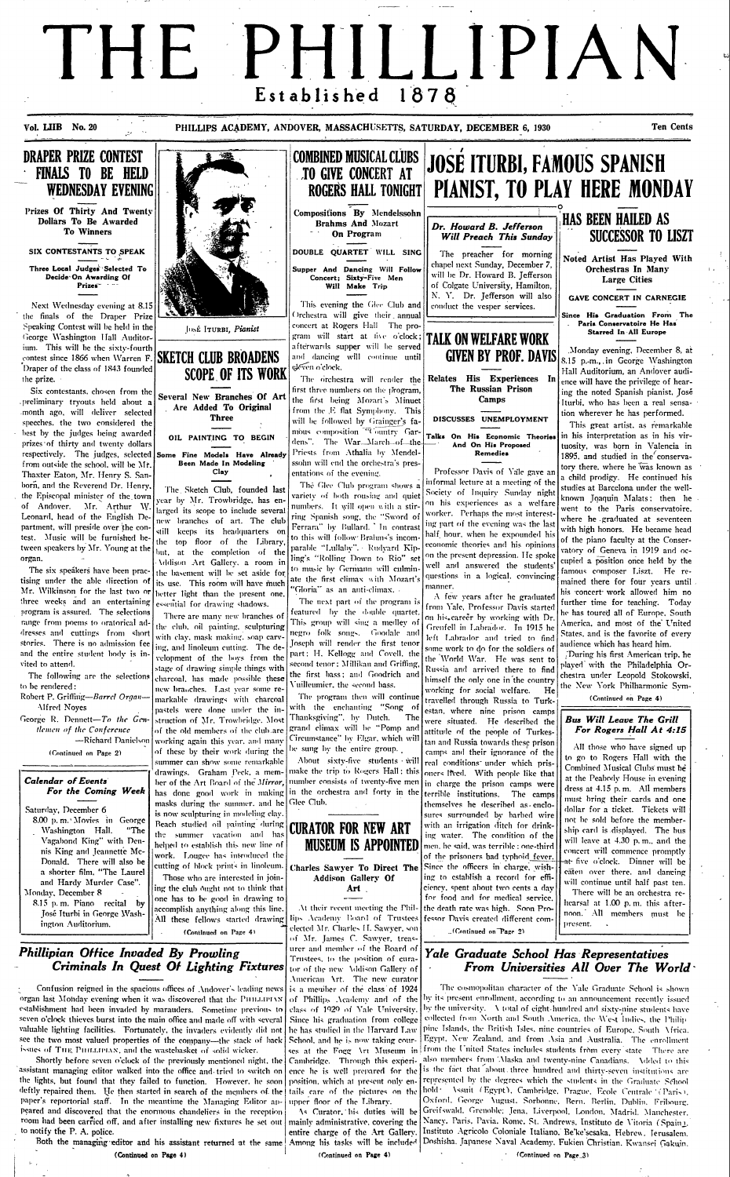# THE PHILLIPIAN

Established 1878

Vol. LIII No. 20 PHILLIPS ACADEMY, ANDOVER, MASSACHUSETTS, SATURDAY, DECEMBER 6, 1930 Ten Cents

## DRAPER PRIZE CONTEST FINALS TO BE HELD WEDNESDAY EVENING

### Prizes Of Thirty And Twenty Dollars To Be Awarded To Winners

### SIX CONTESTANTS TO SPEAK

### Three Local Judges Selected To Decide On Awarding Of Prizes

Next Wednesday evening at 8.15 the finals of the Draper Prize Speaking Contest will be held in the George Washington Hall Auditorium. This will be the sixty-fourth contest since 1866 when Warren F. Draper of the class of 1843 founded the prize.

Six contestants, chosen from the preliminary tryouts held about a month ago, will deliver selected speeches. the two considered the best by the judges being awarded prizes of thirty and twenty dollars respectively. The judges, selected from outside the school, will be Mr. Thaxter Eaton, Mr. Henry S. Sanborn, and the Reverend Dr. Henry, the Episcopal minister of the town of Andover. Mr. Arthur W. Leonard, head of the English Department, will preside over the contest. Music will be furnished between speakers by Mr. Young at the organ.

The six speakers have been practising under the able direction of Mr. Wilkinson for the last two or three weeks and an entertaining program is assured. The selections range from poems to oratorical addresses and cuttings from short stories. There is no admission fee and the entire student body is invited to attend.

The following are the selections to be rendered:

Robert P. Griffing—*Barrel Organ*—Alfred Noyes

George R. Dennett—*To the Gentlemen of the Conference*—Richard Danielson

(Continued on Page 2)

---

José Iturbi, Pianist

## SKETCH CLUB BROADENS SCOPE OF ITS WORK

### Several New Branches Of Art Are Added To Original Three

### OIL PAINTING TO BEGIN

### Some Fine Models Have Already Been Made In Modeling Clay

The Sketch Club, founded last year by Mr. Trowbridge, has enlarged its scope to include several new branches of art. The club still keeps its headquarters on the top floor of the Library, but, at the completion of the Addison Art Gallery, a room in the basement will be set aside for its use. This room will have much better light than the present one, essential for drawing shadows.

There are many new branches of the club, oil painting, sculpturing with clay, mask making, soap carving, and linoleum cutting. The development of the boys from the stage of drawing simple things with charcoal, has made possible these new branches. Last year some remarkable drawings with charcoal pastels were done under the instruction of Mr. Trowbridge. Most of the old members of the club are working again this year, and many of these by their work during the summer can show some remarkable drawings. Graham Peck, a member of the Art Board of the *Mirror*, has done good work in making masks during the summer, and he is now sculpturing in modeling clay. Beach studied oil painting during the summer vacation and has helped to establish this new line of work. Loeser has introduced the cutting of block prints in linoleum.

Those who are interested in joining the club ought not to think that one has to be good in drawing to accomplish anything along this line. All these fellows started drawing

(Continued on Page 4)

---

## COMBINED MUSICAL CLUBS TO GIVE CONCERT AT ROGERS HALL TONIGHT

### Compositions By Mendelssohn Brahms And Mozart On Program

### DOUBLE QUARTET WILL SING

### Supper And Dancing Will Follow Concert; Sixty-Five Men Will Make Trip

This evening the Glee Club and Orchestra will give their annual concert at Rogers Hall. The program will start at five o'clock; afterwards supper will be served and dancing will continue until eleven o'clock.

The orchestra will render the first three numbers on the program, the first being Mozart's Minuet from the E flat Symphony. This will be followed by Grainger's famous composition "Country Gardens". The War March of the Priests from Athalia by Mendelssohn will end the orchestra's presentations of the evening.

The Glee Club program shows a variety of both rousing and quiet numbers. It will open with a stirring Spanish song, the "Sword of Ferrara" by Bullard. In contrast to this will follow Brahms's incomparable "Lullaby". Rudyard Kipling's "Rolling Down to Rio" set to music by Germann will culminate the first climax with Mozart's "Gloria" as an anti-climax.

The next part of the program is featured by the double quartet. This group will sing a medley of negro folk songs. Goodale and Joseph will render the first tenor part; H. Kellogg and Covell, the second tenor; Millikan and Griffing, the first bass; and Goodrich and Vuilleumier, the second bass.

The program then will continue with the enchanting "Song of Thanksgiving", by Dutch. The grand climax will be "Pomp and Circumstance" by Elgar, which will be sung by the entire group.

About sixty-five students will make the trip to Rogers Hall; this number consists of twenty-five men in the orchestra and forty in the Glee Club.

## CURATOR FOR NEW ART MUSEUM IS APPOINTED

### Charles Sawyer To Direct The Addison Gallery Of Art

At their recent meeting the Phillips Academy Board of Trustees elected Mr. Charles H. Sawyer, son of Mr. James C. Sawyer, treasurer and member of the Board of Trustees, to the position of curator of the new Addison Gallery of American Art. The new curator is a member of the class of 1924 of Phillips Academy and of the class of 1929 of Yale University. Since his graduation from college he has studied in the Harvard Law School, and he is now taking courses at the Fogg Art Museum in Cambridge. Through this experience he is well prepared for the position, which at present only entails care of the pictures on the upper floor of the Library.

As Curator, his duties will be mainly administrative, covering the entire charge of the Art Gallery. Among his tasks will be included

(Continued on Page 4)

---

## JOSÉ ITURBI, FAMOUS SPANISH PIANIST, TO PLAY HERE MONDAY

### *Dr. Howard B. Jefferson Will Preach This Sunday*

The preacher for morning chapel next Sunday, December 7, will be Dr. Howard B. Jefferson of Colgate University, Hamilton, N. Y. Dr. Jefferson will also conduct the vesper services.

## TALK ON WELFARE WORK GIVEN BY PROF. DAVIS

### Relates His Experiences In The Russian Prison Camps

### DISCUSSES UNEMPLOYMENT

### Talks On His Economic Theories And On His Proposed Remedies

Professor Davis of Yale gave an informal lecture at a meeting of the Society of Inquiry Sunday night on his experiences as a welfare worker. Perhaps the most interesting part of the evening was the last half hour, when he expounded his economic theories and his opinions on the present depression. He spoke well and answered the students' questions in a logical, convincing manner.

A few years after he graduated from Yale, Professor Davis started on his career by working with Dr. Grenfell in Labrador. In 1915 he left Labrador and tried to find some work to do for the soldiers of the World War. He was sent to Russia and arrived there to find himself the only one in the country working for social welfare. He travelled through Russia to Turkestan, where nine prison camps were situated. He described the attitude of the people of Turkestan and Russia towards these prison camps and their ignorance of the real conditions under which prisoners lived. With people like that in charge the prison camps were terrible institutions. The camps themselves he described as enclosures surrounded by barbed wire with an irrigation ditch for drinking water. The condition of the men, he said, was terrible; one-third of the prisoners had typhoid fever. Since the officers in charge, wishing to establish a record for efficiency, spent about two cents a day for food and for medical service, the death rate was high. Soon Professor Davis created different com-

(Continued on Page 2)

## HAS BEEN HAILED AS SUCCESSOR TO LISZT

### Noted Artist Has Played With Orchestras In Many Large Cities

### GAVE CONCERT IN CARNEGIE

### Since His Graduation From The Paris Conservatoire He Has Starred In All Europe

Monday evening, December 8, at 8.15 p.m., in George Washington Hall Auditorium, an Andover audience will have the privilege of hearing the noted Spanish pianist, José Iturbi, who has been a real sensation wherever he has performed.

This great artist, as remarkable in his interpretation as in his virtuosity, was born in Valencia in 1895, and studied in the conservatory there, where he was known as a child prodigy. He continued his studies at Barcelona under the well-known Joaquin Malats; then he went to the Paris conservatoire, where he graduated at seventeen with high honors. He became head of the piano faculty at the Conservatory of Geneva in 1919 and occupied a position once held by the famous composer Liszt. He remained there for four years until his concert work allowed him no further time for teaching. Today he has toured all of Europe, South America, and most of the United States, and is the favorite of every audience which has heard him.

During his first American trip, he played with the Philadelphia Orchestra under Leopold Stokowski, the New York Philharmonic Sym-

(Continued on Page 4)

### *Bus Will Leave The Grill For Rogers Hall At 4:15*

All those who have signed up to go to Rogers Hall with the Combined Musical Clubs must be at the Peabody House in evening dress at 4.15 p.m. All members must bring their cards and one dollar for a ticket. Tickets will not be sold before the membership card is displayed. The bus will leave at 4.30 p.m., and the concert will commence promptly at five o'clock. Dinner will be eaten over there, and dancing will continue until half past ten.

There will be an orchestra rehearsal at 1.00 p.m. this afternoon. All members must be present.

---

### *Calendar of Events For the Coming Week*

Saturday, December 6

8.00 p. m. Movies in George Washington Hall. "The Vagabond King" with Dennis King and Jeannette McDonald. There will also be a shorter film, "The Laurel and Hardy Murder Case".

Monday, December 8

8.15 p. m. Piano recital by José Iturbi in George Washington Auditorium.

---

## *Phillipian Office Invaded By Prowling Criminals In Quest Of Lighting Fixtures*

Confusion reigned in the spacious offices of Andover's leading news organ last Monday evening when it was discovered that the PHILLIPIAN establishment had been invaded by marauders. Sometime previous to seven o'clock thieves burst into the main office and made off with several valuable lighting facilities. Fortunately, the invaders evidently did not see the two most valued properties of the company—the stack of back issues of THE PHILLIPIAN, and the wastebasket of solid wicker.

Shortly before seven o'clock of the previously mentioned night, the assistant managing editor walked into the office and tried to switch on the lights, but found that they failed to function. However, he soon deftly repaired them. He then started in search of the members of the paper's reportorial staff. In the meantime the Managing Editor appeared and discovered that the enormous chandeliers in the reception room had been carried off, and after installing new fixtures he set out to notify the P. A. police.

Both the managing editor and his assistant returned at the same

(Continued on Page 4)

---

## *Yale Graduate School Has Representatives From Universities All Over The World*

The cosmopolitan character of the Yale Graduate School is shown by its present enrollment, according to an announcement recently issued by the university. A total of eight hundred and sixty-nine students have collected from North and South America, the West Indies, the Philippine Islands, the British Isles, nine countries of Europe, South Africa, Egypt, New Zealand, and from Asia and Australia. The enrollment from the United States includes students from every state. There are also members from Alaska and twenty-nine Canadians. Added to this is the fact that about three hundred and thirty-seven institutions are represented by the degrees which the students in the Graduate School hold: Assuit (Egypt), Cambridge, Prague, Ecole Centrale (Paris), Oxford, George August, Sorbonne, Bern, Berlin, Dublin, Fribourg, Greifswald, Grenoble, Jena, Liverpool, London, Madrid, Manchester, Nancy, Paris, Pavia, Rome, St. Andrews, Instituto de Vitoria (Spain), Instituto Agricolo Coloniale Italiano, Be'ke'scsaba, Hebrew, Jerusalem, Doshisha, Japanese Naval Academy, Fukien Christian, Kwansei Gakuin,

(Continued on Page 3)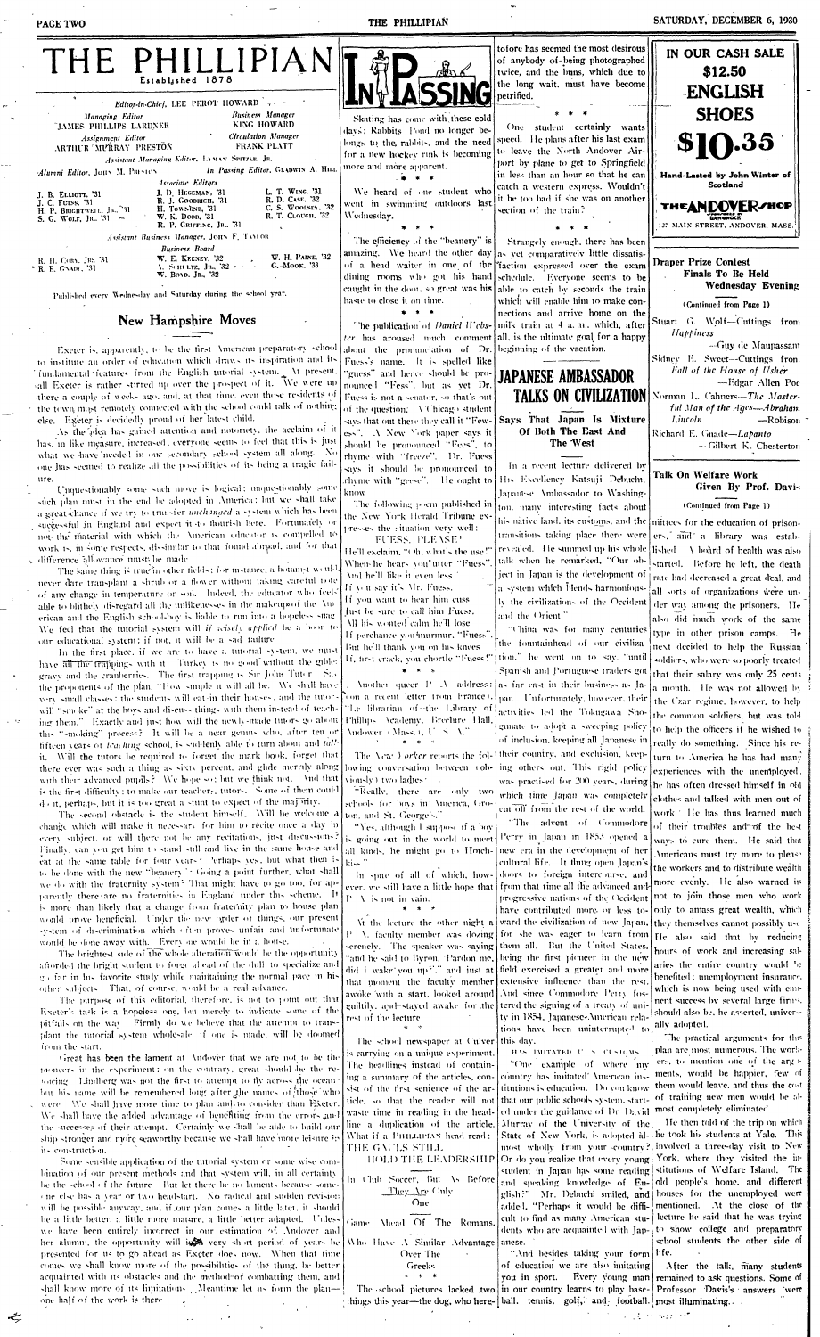# THE PHILLIPIAN

Established 1878

Editor-in-Chief, LEE PEROT HOWARD

Managing Editor
JAMES PHILLIPS LARDNER

Business Manager
KING HOWARD

Assignment Editor
ARTHUR MURRAY PRESTON

Circulation Manager
FRANK PLATT

Assistant Managing Editor, LYMAN SPITZER, JR.

Alumni Editor, JOHN M. PRESTON — In Passing Editor, GLADWIN A. HILL

Associate Editors

J. B. ELLIOTT, '31 — J. D. HEGEMAN, '31 — L. T. WING, '31
J. C. FUESS, '31 — R. J. GOODRICH, '31 — R. D. CASE, '32
H. P. BRIGHTWELL, JR., '31 — H. TOWNSEND, '31 — C. S. WOOLSEY, '32
S. G. WOLF, JR., '31 — W. K. DODD, '31 — R. T. CLOUGH, '32
R. P. GRIFFING, JR., '31

Assistant Business Manager, JOHN F. TAYLOR

Business Board

R. H. COBB, JR., '31 — W. E. KEENEY, '32 — W. H. PAINE, '32
R. E. GNADE, '31 — A. SCHULTZ, JR., '32 — G. MOOK, '33
W. BOYD, JR., '32

Published every Wednesday and Saturday during the school year.

## New Hampshire Moves

Exeter is, apparently, to be the first American preparatory school to institute an order of education which draws its inspiration and its fundamental features from the English tutorial system. At present, all Exeter is rather stirred up over the prospect of it. We were up there a couple of weeks ago, and, at that time, even those residents of the town most remotely connected with the school could talk of nothing else. Exeter is decidedly proud of her latest child.

As the idea has gained attention and notoriety, the acclaim of it has, in like measure, increased, everyone seems to feel that this is just what we have needed in our secondary school system all along. No one has seemed to realize all the possibilities of its being a tragic failure.

Unquestionably some such move is logical; unquestionably some such plan must in the end be adopted in America; but we shall take a great chance if we try to transfer *unchanged* a system which has been successful in England and expect it to flourish here. Fortunately or not, the material with which the American educator is compelled to work is, in some respects, dissimilar to that found abroad, and for that difference allowance must be made.

The same thing is true in other fields; for instance, a botanist would never dare transplant a shrub or a flower without taking careful note of any change in temperature or soil. Indeed, the educator who feels able to blithely disregard all the unlikenesses in the makeup of the American and the English school-boy is liable to run into a hopeless snag. We feel that the tutorial system will if *wisely applied* be a boon to our educational system; if not, it will be a sad failure.

In the first place, if we are to have a tutorial system, we must have all the trappings with it. Turkey is no good without the giblet gravy and the cranberries. The first trapping is Sir John Tutor. Say the proponents of the plan, "How simple it will all be. We shall have very small classes; the students will eat in their houses, and the tutors will "smoke" at the boys and discuss things with them instead of teaching them." Exactly and just how will the newly-made tutors go about this "smoking" process? It will be a near genius who, after ten or fifteen years of *teaching* school, is suddenly able to turn about and *talk* it. Will the tutors be required to forget the mark book, forget that there ever was such a thing as sixty percent, and glide merrily along with their advanced pupils? We hope so; but we think not. And that is the first difficulty; to make our teachers, tutors. Some of them could do it, perhaps, but it is too great a stunt to expect of the majority.

The second obstacle is the student himself. Will he welcome a change which will make it necessary for him to recite once a day in every subject, or will there not be any recitations, just discussions? Finally, can you get him to stand still and live in the same house and eat at the same table for four years? Perhaps yes, but what then is to be done with the new "beanery"? Going a point further, what shall we do with the fraternity system? That might have to go too, for apparently there are no fraternities in England under this scheme. It is more than likely that a change from fraternity plan to house plan would prove beneficial. Under the new order of things, our present system of discrimination which often proves unfair and unfortunate would be done away with. Everyone would be in a house.

The brightest side of the whole alteration would be the opportunity afforded the bright student to forge ahead of the dull to specialize and go far in his favorite study while maintaining the normal pace in his other subjects. That, of course, would be a real advance.

The purpose of this editorial, therefore, is not to point out that Exeter's task is a hopeless one, but merely to indicate some of the pitfalls on the way. Firmly do we believe that the attempt to transplant the tutorial system wholesale if one is made, will be doomed from the start.

Great has been the lament at Andover that we are not to be the pioneers in the experiment; on the contrary, great should be the rejoicing. Lindbergh was not the first to attempt to fly across the ocean; but his name will be remembered long after the names of those who were. We shall have more time to plan and to consider than Exeter. We shall have the added advantage of benefiting from the errors and the successes of their attempt. Certainly we shall be able to build our ship stronger and more seaworthy because we shall have more leisure in its construction.

Some sensible application of the tutorial system or some wise combination of our present methods and that system will, in all certainty be the school of the future. But let there be no laments because someone else has a year or two head-start. No radical and sudden revision will be possible anyway, and if our plan comes a little later, it should be a little better, a little more mature, a little better adapted. Unless we have been entirely incorrect in our estimation of Andover and her alumni, the opportunity will in a very short period of years be presented for us to go ahead as Exeter does now. When that time comes we shall know more of the possibilities of the thing, be better acquainted with its obstacles and the method of combatting them, and shall know more of its limitations. Meantime let us form the plan—one half of the work is there.

## IN PASSING

Skating has come with these cold days; Rabbits Pond no longer belongs to the rabbits, and the need for a new hockey rink is becoming more and more apparent.

\* \* \*

We heard of one student who went in swimming outdoors last Wednesday.

\* \* \*

The efficiency of the "beanery" is amazing. We heard the other day of a head waiter in one of the dining rooms who got his hand caught in the door, so great was his haste to close it on time.

\* \* \*

The publication of *Daniel Webster* has aroused much comment about the pronunciation of Dr. Fuess's name. It is spelled like "guess" and hence should be pronounced "Fess", but as yet Dr. Fuess is not a senator, so that's out of the question. A Chicago student says that out there they call it "Fewess". A New York paper says it should be pronounced "Fees", to rhyme with "freeze". Dr. Fuess says it should be pronounced to rhyme with "geese". He ought to know.

The following poem published in the New York Herald Tribune expresses the situation very well:

FUESS, PLEASE!

He'll exclaim, "Oh, what's the use!"
When he hears you utter "Fuess".
And he'll like it even less
If you say it's Mr. Fuess.
If you want to hear him cuss
Just be sure to call him Fuess.
All his wonted calm he'll lose
If perchance you murmur, "Fuess".
But he'll thank you on his knees
If, first crack, you chortle "Fuess!"

\* \* \*

Another queer P. A. address: "on a recent letter from France), "Le librarian of the Library of Phillips Academy, Brechure Hall, Andover, Mass., U. S. A."

\* \* \*

The *New Yorker* reports the following conversation between (obviously) two ladies:

"Really, there are only two schools for boys in America, Groton, and St. George's."

"Yes, although I suppose if a boy is going out in the world to meet all kinds, he might go to Hotchkiss."

In spite of all of which, however, we still have a little hope that P. A. is not in vain.

\* \* \*

At the lecture the other night a P. A. faculty member was dozing serenely. The speaker was saying "and he said to Byron, 'Pardon me, did I wake you up?'," and just at that moment the faculty member awoke with a start, looked around guiltily, and stayed awake for the rest of the lecture.

\* \* \*

The school newspaper at Culver is carrying on a unique experiment. The headlines instead of containing a summary of the articles, consist of the first sentence of the article, so that the reader will not waste time in reading in the headline a duplication of the article. What if a PHILLIPIAN head read: THE GAULS STILL

HOLD THE LEADERSHIP

In Club Soccer, But As Before
They Are Only
One

Game Ahead Of The Romans,
Who Have A Similar Advantage
Over The
Greeks

\* \* \*

The school pictures lacked two things this year—the dog, who heretofore has seemed the most desirous of anybody of being photographed twice, and the buns, which due to the long wait, must have become petrified.

\* \* \*

One student certainly wants speed. He plans after his last exam to leave the North Andover Airport by plane to get to Springfield in less than an hour so that he can catch a western express. Wouldn't it be too bad if she was on another section of the train?

\* \* \*

Strangely enough, there has been as yet comparatively little dissatisfaction expressed over the exam schedule. Everyone seems to be able to catch by seconds the train which will enable him to make connections and arrive home on the milk train at 4 a. m., which, after all, is the ultimate goal for a happy beginning of the vacation.

## JAPANESE AMBASSADOR TALKS ON CIVILIZATION

### Says That Japan Is Mixture Of Both The East And The West

In a recent lecture delivered by His Excellency Katsuji Debuchi, Japanese Ambassador to Washington, many interesting facts about his native land, its customs, and the transitions taking place there were revealed. He summed up his whole talk when he remarked, "Our object in Japan is the development of a system which blends harmoniously the civilizations of the Occident and the Orient."

"China was for many centuries the fountainhead of our civilization," he went on to say, "until Spanish and Portuguese traders got as far east in their business as Japan. Unfortunately, however, their activities led the Tokugawa Shogunate to adopt a sweeping policy of inclusion, keeping all Japanese in their country, and exclusion, keeping others out. This rigid policy was practised for 200 years, during which time Japan was completely cut off from the rest of the world.

"The advent of Commodore Perry in Japan in 1853 opened a new era in the development of her cultural life. It flung open Japan's doors to foreign intercourse, and from that time all the advanced and progressive nations of the Occident have contributed more or less toward the civilization of new Japan, for she was eager to learn from them all. But the United States, being the first pioneer in the new field exercised a greater and more extensive influence than the rest. And since Commodore Perry fostered the signing of a treaty of amity in 1854, Japanese-American relations have been uninterrupted to this day.

HAS IMITATED U. S. CUSTOMS

"One example of where my country has imitated American institutions is education. Do you know that our public schools system, started under the guidance of Dr. David Murray of the University of the State of New York, is adopted almost wholly from your country? Or do you realize that every young student in Japan has some reading and speaking knowledge of English?" Mr. Debuchi smiled, and added, "Perhaps it would be difficult to find as many American students who are acquainted with Japanese.

"And besides taking your form of education we are also imitating you in sport. Every young man in our country learns to play baseball, tennis, golf, and football.

IN OUR CASH SALE
$12.50
ENGLISH
SHOES
$10.35

Hand-Lasted by John Winter of Scotland

THE ANDOVER SHOP
127 MAIN STREET, ANDOVER, MASS.

## Draper Prize Contest Finals To Be Held Wednesday Evening

(Continued from Page 1)

Stuart G. Wolf—Cuttings from *Happiness* —Guy de Maupassant

Sidney E. Sweet—Cuttings from *Fall of the House of Usher* —Edgar Allen Poe

Norman L. Cahners—*The Masterful Man of the Ages—Abraham Lincoln* —Robison

Richard E. Gnade—*Lapanto* —Gilbert K. Chesterton

## Talk On Welfare Work Given By Prof. Davis

(Continued from Page 1)

mittees for the education of prisoners, and a library was established. A board of health was also started. Before he left, the death rate had decreased a great deal, and all sorts of organizations were under way among the prisoners. He also did much work of the same type in other prison camps. He next decided to help the Russian soldiers, who were so poorly treated that their salary was only 25 cents a month. He was not allowed by the Czar regime, however, to help the common soldiers, but was told to help the officers if he wished to really do something. Since his return to America he has had many experiences with the unemployed. He has often dressed himself in old clothes and talked with men out of work. He has thus learned much of their troubles and of the best ways to cure them. He said that Americans must try more to please the workers and to distribute wealth more evenly. He also warned us not to join those men who work only to amass great wealth, which they themselves cannot possibly use. He also said that by reducing hours of work and increasing salaries the entire country would be benefited; unemployment insurance, which is now being used with eminent success by several large firms, should also be, he asserted, universally adopted.

The practical arguments for this plan are most numerous. The workers, to mention one of the arguments, would be happier, few of them would leave, and thus the cost of training new men would be almost completely eliminated.

He then told of the trip on which he took his students at Yale. This involved a three-day visit to New York, where they visited the institutions of Welfare Island, the old people's home, and different houses for the unemployed were mentioned. At the close of the lecture he said that he was trying to show college and preparatory school students the other side of life.

After the talk, many students remained to ask questions. Some of Professor Davis's answers were most illuminating.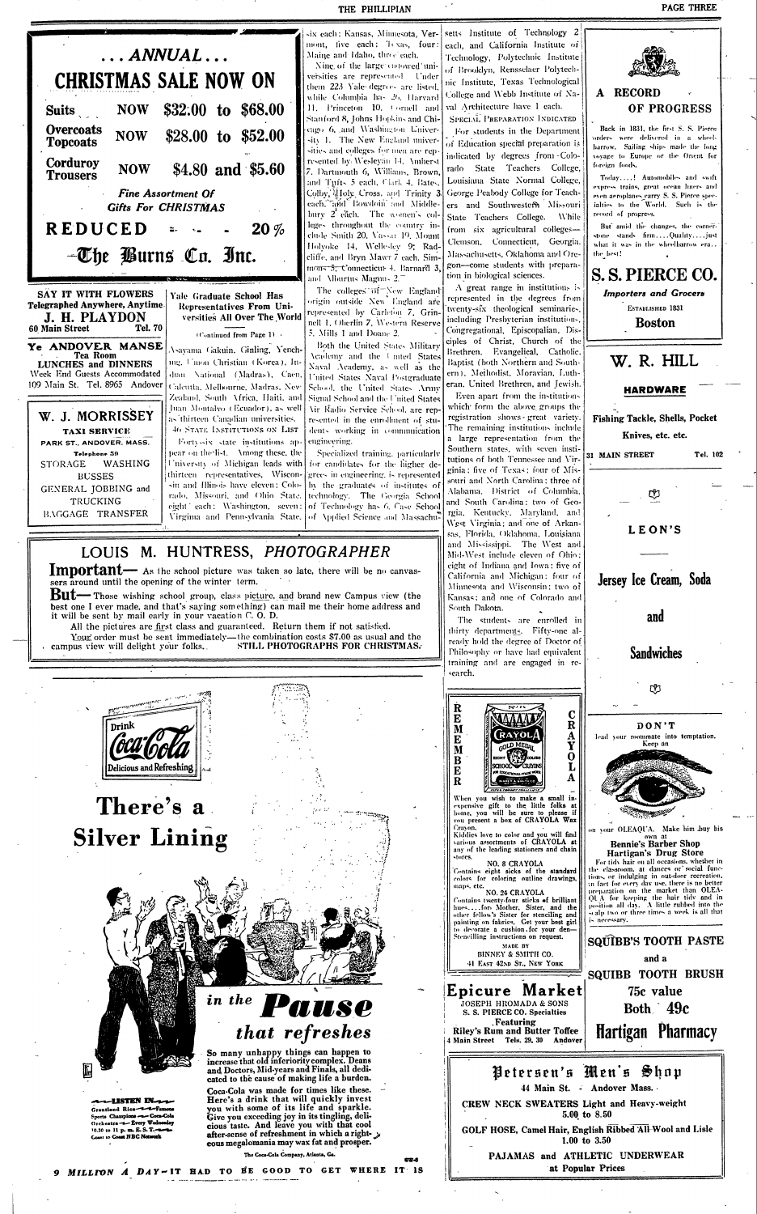# ... ANNUAL ...

# CHRISTMAS SALE NOW ON

| | | |
|---|---|---|
| **Suits** | NOW | **$32.00 to $68.00** |
| **Overcoats Topcoats** | NOW | **$28.00 to $52.00** |
| **Corduroy Trousers** | NOW | **$4.80 and $5.60** |

*Fine Assortment Of Gifts For CHRISTMAS*

**REDUCED - - - 20%**

**The Burns Co. Inc.**

---

**SAY IT WITH FLOWERS**
**Telegraphed Anywhere, Anytime**
**J. H. PLAYDON**
**60 Main Street Tel. 70**

---

**Ye ANDOVER MANSE**
**Tea Room**
**LUNCHES and DINNERS**
Week End Guests Accommodated
109 Main St. Tel. 8965 Andover

---

**W. J. MORRISSEY**
**TAXI SERVICE**
PARK ST., ANDOVER, MASS.
Telephone 59
STORAGE WASHING
BUSSES
GENERAL JOBBING and TRUCKING
BAGGAGE TRANSFER

---

## Yale Graduate School Has Representatives From Universities All Over The World

(Continued from Page 1)

Asayama Gakuin, Ginling, Yenching, Union Christian (Korea), Indian National (Madras), Caen, Calcutta, Melbourne, Madras, New Zealand, South Africa, Haiti, and Juan Montalvo (Ecuador), as well as thirteen Canadian universities.

**46 STATE INSTITUTIONS ON LIST**

Forty-six state institutions appear on the list. Among these, the University of Michigan leads with thirteen representatives, Wisconsin and Illinois have eleven; Colorado, Missouri, and Ohio State, eight each; Washington, seven; Virginia and Pennsylvania State, six each; Kansas, Minnesota, Vermont, five each; Texas, four; Maine and Idaho, three each.

Nine of the large endowed universities are represented. Under them 223 Yale degrees are listed, while Columbia has 26, Harvard 11, Princeton 10, Cornell and Stanford 8, Johns Hopkins and Chicago 6, and Washington University 1. The New England universities and colleges for men are represented by Wesleyan 14, Amherst 7, Dartmouth 6, Williams, Brown, and Tufts 5 each, Clark 4, Bates, Colby, Holy Cross, and Trinity 3 each, and Bowdoin and Middlebury 2 each. The women's colleges throughout the country include Smith 20, Vassar 19, Mount Holyoke 14, Wellesley 9; Radcliffe, and Bryn Mawr 7 each, Simmons 5, Connecticut 4, Barnard 3, and Albertus Magnus 2.

The colleges of New England origin outside New England are represented by Carleton 7, Grinnell 1, Oberlin 7, Western Reserve 5, Mills 1 and Doane 2.

Both the United States Military Academy and the United States Naval Academy, as well as the United States Naval Postgraduate School, the United States Army Signal School and the United States Air Radio Service School, are represented in the enrollment of students working in communication engineering.

Specialized training, particularly for candidates for the higher degrees in engineering, is represented by the graduates of institutes of technology. The Georgia School of Technology has 6, Case School of Applied Science and Massachusetts Institute of Technology 2 each, and California Institute of Technology, Polytechnic Institute of Brooklyn, Rensselaer Polytechnic Institute, Texas Technological College and Webb Institute of Naval Architecture have 1 each.

**SPECIAL PREPARATION INDICATED**

For students in the Department of Education special preparation is indicated by degrees from Colorado State Teachers College, Louisiana State Normal College, George Peabody College for Teachers and Southwestern Missouri State Teachers College. While from six agricultural colleges—Clemson, Connecticut, Georgia, Massachusetts, Oklahoma and Oregon—come students with preparation in biological sciences.

A great range in institutions is represented in the degrees from twenty-six theological seminaries, including Presbyterian institutions, Congregational, Episcopalian, Disciples of Christ, Church of the Brethren, Evangelical, Catholic, Baptist (both Northern and Southern), Methodist, Moravian, Lutheran, United Brethren, and Jewish.

Even apart from the institutions which form the above groups the registration shows great variety. The remaining institutions include a large representation from the Southern states, with seven institutions of both Tennessee and Virginia; five of Texas; four of Missouri and North Carolina; three of Alabama, District of Columbia, and South Carolina; two of Georgia, Kentucky, Maryland, and West Virginia; and one of Arkansas, Florida, Oklahoma, Louisiana and Mississippi. The West and Mid-West include eleven of Ohio; eight of Indiana and Iowa; five of California and Michigan; four of Minnesota and Wisconsin; two of Kansas; and one of Colorado and South Dakota.

The students are enrolled in thirty departments. Fifty-one already hold the degree of Doctor of Philosophy or have had equivalent training and are engaged in research.

---

## LOUIS M. HUNTRESS, *PHOTOGRAPHER*

**Important—** As the school picture was taken so late, there will be no canvassers around until the opening of the winter term.

**But—** Those wishing school group, class picture, and brand new Campus view (the best one I ever made, and that's saying something) can mail me their home address and it will be sent by mail early in your vacation C. O. D.

All the pictures are first class and guaranteed. Return them if not satisfied.

Your order must be sent immediately—the combination costs $7.00 as usual and the campus view will delight your folks. STILL PHOTOGRAPHS FOR CHRISTMAS.

---

Drink **Coca-Cola** Delicious and Refreshing

# There's a Silver Lining

## in the *Pause* that refreshes

So many unhappy things can happen to increase that old inferiority complex. Deans and Doctors, Mid-years and Finals, all dedicated to the cause of making life a burden.

Coca-Cola was made for times like these. Here's a drink that will quickly invest you with some of its life and sparkle. Give you exceeding joy in its tingling, delicious taste. And leave you with that cool after-sense of refreshment in which a right-eous megalomania may wax fat and prosper.

The Coca-Cola Company, Atlanta, Ga.

LISTEN IN — Grantland Rice — Famous Sports Champions — Coca-Cola Orchestra — Every Wednesday 10:30 to 11 p.m. E. S. T. — Coast to Coast NBC Network

**9 MILLION A DAY—IT HAD TO BE GOOD TO GET WHERE IT IS**

---

## A RECORD OF PROGRESS

Back in 1831, the first S. S. Pierce orders were delivered in a wheelbarrow. Sailing ships made the long voyage to Europe or the Orient for foreign foods.

Today....! Automobiles and swift express trains, great ocean liners and even aeroplanes carry S. S. Pierce specialties to the World. Such is the record of progress.

But amid the changes, the cornerstone stands firm....Quality....just what it was in the wheelbarrow era.. the best!

# S. S. PIERCE CO.

*Importers and Grocers*
ESTABLISHED 1831
**Boston**

---

# W. R. HILL

**HARDWARE**

**Fishing Tackle, Shells, Pocket Knives, etc. etc.**

**31 MAIN STREET Tel. 102**

---

## LEON'S

**Jersey Ice Cream, Soda and Sandwiches**

---

**REMEMBER CRAYOLA**

When you wish to make a small inexpensive gift to the little folks at home, you will be sure to please if you present a box of CRAYOLA Wax Crayon.

Kiddies love to color and you will find various assortments of CRAYOLA at any of the leading stationers and chain stores.

NO. 8 CRAYOLA
Contains eight sticks of the standard colors for coloring outline drawings, maps, etc.

NO. 24 CRAYOLA
Contains twenty-four sticks of brilliant hues....for Mother, Sister, and the other fellow's Sister for stenciling and painting on fabrics. Get your best girl to decorate a cushion for your den—Stencilling instructions on request.

MADE BY
BINNEY & SMITH CO.
41 EAST 42ND ST., NEW YORK

---

**DON'T**

lead your roommate into temptation. Keep an eye on your OLEAQUA. Make him buy his own at

**Bennie's Barber Shop**
**Hartigan's Drug Store**

For tidy hair on all occasions, whether in the classroom, at dances or social functions, or indulging in out-door recreation, in fact for every day use, there is no better preparation on the market than OLEAQUA for keeping the hair tidy and in position all day. A little rubbed into the scalp two or three times a week is all that is necessary.

---

**SQUIBB'S TOOTH PASTE and a SQUIBB TOOTH BRUSH**
**75c value**
**Both 49c**
**Hartigan Pharmacy**

---

# Epicure Market

JOSEPH HROMADA & SONS
S. S. PIERCE CO. Specialties
Featuring
**Riley's Rum and Butter Toffee**
4 Main Street Tels. 29, 30 Andover

---

# Petersen's Men's Shop

44 Main St. - Andover Mass.

**CREW NECK SWEATERS Light and Heavy-weight 5.00 to 8.50**

**GOLF HOSE, Camel Hair, English Ribbed All Wool and Lisle 1.00 to 3.50**

**PAJAMAS and ATHLETIC UNDERWEAR at Popular Prices**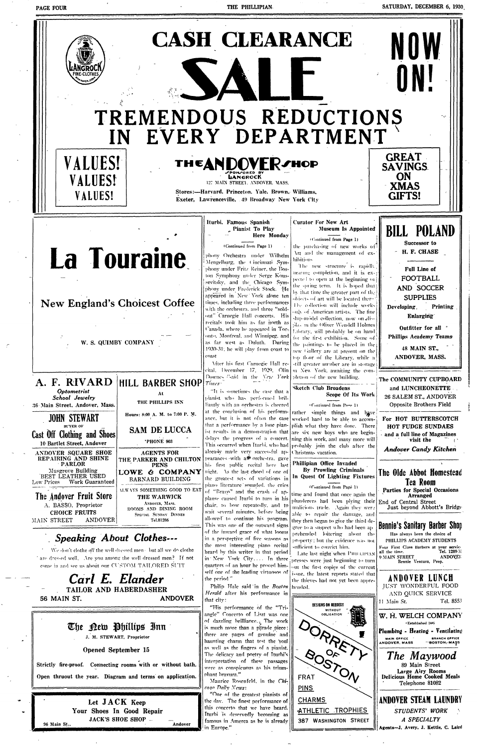# CASH CLEARANCE SALE

# NOW ON!

## TREMENDOUS REDUCTIONS IN EVERY DEPARTMENT

LANGROCK FINE CLOTHES

VALUES! VALUES! VALUES!

THE ANDOVER SHOP
SPONSORED BY LANGROCK
127 MAIN STREET, ANDOVER, MASS.
Stores:—Harvard, Princeton, Yale, Brown, Williams, Exeter, Lawrenceville, 49 Broadway New York City

GREAT SAVINGS ON XMAS GIFTS!

---

# La Touraine

New England's Choicest Coffee

W. S. QUIMBY COMPANY

---

## Iturbi, Famous Spanish Pianist To Play Here Monday

(Continued from Page 1)

phony Orchestra under Wilhelm Mengelburg, the Cincinnati Symphony under Fritz Reiner, the Boston Symphony under Serge Koussevitsky, and the Chicago Symphony under Frederick Stock. He appeared in New York alone ten times, including three performances with the orchestra, and three "sold-out" Carnegie Hall concerts. His recitals took him as far north as Canada, where he appeared in Toronto, Montreal, and Winnipeg, and as far west as Duluth. During 1930-31, he will play from coast to coast.

After his first Carnegie Hall recital, December 17, 1929, Olin Downes said in the *New York Times*:

"It is sometimes the case that a pianist who has performed brilliantly with an orchestra is cheered at the conclusion of his performance, but it is not often the case that a performance by a lone pianist results in a demonstration that delays the progress of a concert. This occurred when Iturbi, who had already made very successful appearances with an orchestra, gave his first public recital here last night. As the last chord of one of the greatest sets of variations in piano literature sounded, the cries of "Bravo" and the crash of applause caused Iturbi to turn in his chair, to bow repeatedly, and to wait several minutes, before being allowed to continue his program. This was one of the outward signs of the inward grace of what looms in a perspective of five seasons as the most interesting piano recital heard by this writer in that period in New York City.... In three quarters of an hour he proved himself one of the leading virtuosos of the period."

Philip Hale said in the *Boston Herald* after his performance in that city:

"His performance of the "Triangle" Concerto of Liszt was one of dazzling brilliance. The work is much more than a parade piece; there are pages of genuine and haunting charm that test the 'soul' as well as the fingers of a pianist. The delicacy and poetry of Iturbi's interpretation of these passages were as conspicuous as his triumphant bravura."

Maurice Rosenfeld, in the *Chicago Daily News*:

"One of the greatest pianists of the day. The finest performance of this concerto that we have heard. Iturbi is deservedly becoming as famous in America as he is already in Europe."

---

## Curator For New Art Museum Is Appointed

(Continued from Page 1)

the purchasing of new works of Art and the management of exhibitions.

The new structure is rapidly nearing completion, and it is expected to open at the beginning of the spring term. It is hoped that by that time the greater part of the objects of art will be located there. The collection will include works only of American artists. The fine ship-model collection, now on display in the Oliver Wendell Holmes Library, will probably be on hand for the first exhibition. Some of the paintings to be placed in the new Gallery are at present on the top floor of the Library, while a still greater number are in storage in New York, awaiting the completion of the new building.

---

## Sketch Club Broadens Scope Of Its Work

(Continued from Page 1)

rather simple things and have worked hard to be able to accomplish what they have done. There are six new boys who are beginning this work, and many more will probably join the club after the Christmas vacation.

---

## Phillipian Office Invaded By Prowling Criminals In Quest Of Lighting Fixtures

(Continued from Page 1)

time and found that once again the plunderers had been plying their malicious trade. Again they were able to repair the damage, and they then began to give the third degree to a suspect who had been apprehended loitering about the property; but the evidence was not sufficient to convict him.

Late last night when PHILLIPIAN presses were just beginning to turn out the first copies of the current issue, the latest reports stated that the thieves had not yet been apprehended.

---

**BILL POLAND**
Successor to H. F. CHASE
Full Line of FOOTBALL AND SOCCER SUPPLIES
Developing, Printing, Enlarging
Outfitter for all Phillips Academy Teams
48 MAIN ST., ANDOVER, MASS.

---

**A. F. RIVARD**
Optometrist
School Jewelry
36 Main Street, Andover, Mass.

**HILL BARBER SHOP**
At THE PHILLIPS INN
Hours: 8:00 A. M. to 7:00 P. M.

**JOHN STEWART**
BUYER OF
Cast Off Clothing and Shoes
10 Bartlet Street, Andover

**SAM DE LUCCA**
'PHONE 903
AGENTS FOR THE PARKER AND CHILTON PENS

**ANDOVER SQUARE SHOE REPAIRING AND SHINE PARLOR**
Musgrove Building
BEST LEATHER USED
Low Prices Work Guaranteed

**LOWE & COMPANY**
BARNARD BUILDING
ALWAYS SOMETHING GOOD TO EAT

**The Andover Fruit Store**
A. BASSO, Proprietor
CHOICE FRUITS
MAIN STREET ANDOVER

**THE WARWICK**
ANDOVER, MASS.
ROOMS AND DINING ROOM
SPECIAL SUNDAY DINNER
Tel. 81286

---

## *Speaking About Clothes---*

We don't clothe *all* the well dressed men but all we do clothe are dressed well. Are you among the well dressed men? If not come in and see us about our CUSTOM TAILORED SUIT

**Carl E. Elander**
TAILOR AND HABERDASHER
56 MAIN ST. ANDOVER

---

**The New Phillips Inn**
J. M. STEWART, Proprietor
Opened September 15
Strictly fire-proof. Connecting rooms with or without bath.
Open thruout the year. Diagram and terms on application.

---

**Let JACK Keep Your Shoes In Good Repair**
JACK'S SHOE SHOP
96 Main St., Andover

---

**DORRETY OF BOSTON**
DESIGNS ON REQUEST WITHOUT OBLIGATION
FRAT PINS
CHARMS
ATHLETIC TROPHIES
387 WASHINGTON STREET

---

**The COMMUNITY CUPBOARD and LUNCHEONETTE**
26 SALEM ST., ANDOVER
Opposite Brothers Field

For HOT BUTTERSCOTCH HOT FUDGE SUNDAES and a full line of Magazines visit the
Andover Candy Kitchen

---

**The Olde Abbot Homestead Tea Room**
Parties for Special Occasions Arranged
End of Central Street
Just beyond Abbott's Bridge

---

**Bennie's Sanitary Barber Shop**
Has always been the choice of PHILLIPS ACADEMY STUDENTS
Four First Class Barbers at your service all the time. Tel. 1289-M
9 MAIN STREET ANDOVER
Bennie Ventura, Prop.

---

**ANDOVER LUNCH**
JUST WONDERFUL FOOD AND QUICK SERVICE
11 Main St. Tel. 8553

---

**W. H. WELCH COMPANY**
Established 1886
Plumbing - Heating - Ventilating
MAIN OFFICE ANDOVER, MASS
BRANCH OFFICE BOSTON, MASS

---

**The Maywood**
89 Main Street
Large Airy Rooms
Delicious Home Cooked Meals
Telephone 81082

---

**ANDOVER STEAM LAUNDRY**
STUDENTS' WORK A SPECIALTY
Agents—J. Avery, J. Kettle, C. Laird